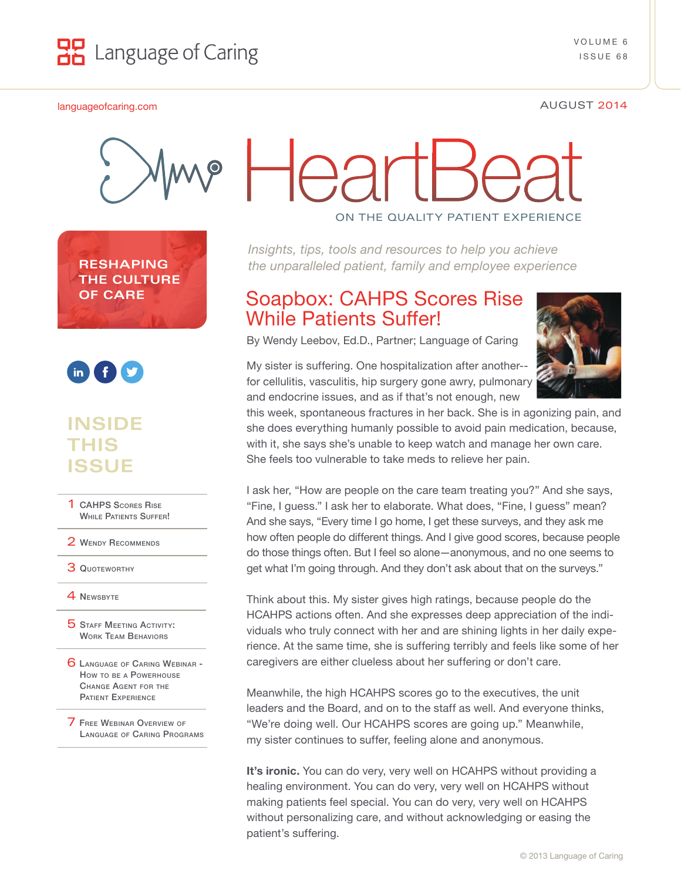Language of Caring

languageofcaring.com

AUGUST 2014

# HeartBeat

ON THE QUALITY PATIENT EXPERIENCE

RESHAPING THE CULTURE OF CARE

## INSIDE THIS ISSUE

1. CAHPS Scores Rise While Patients Suffer!
2. Wendy Recommends
3. Quoteworthy
4. Newsbyte
5. Staff Meeting Activity: Work Team Behaviors
6. Language of Caring Webinar - How to be a Powerhouse Change Agent for the Patient Experience
7. Free Webinar Overview of Language of Caring Programs

*Insights, tips, tools and resources to help you achieve the unparalleled patient, family and employee experience*

## Soapbox: CAHPS Scores Rise While Patients Suffer!

By Wendy Leebov, Ed.D., Partner; Language of Caring

My sister is suffering. One hospitalization after another--for cellulitis, vasculitis, hip surgery gone awry, pulmonary and endocrine issues, and as if that's not enough, new this week, spontaneous fractures in her back. She is in agonizing pain, and she does everything humanly possible to avoid pain medication, because, with it, she says she's unable to keep watch and manage her own care. She feels too vulnerable to take meds to relieve her pain.

I ask her, "How are people on the care team treating you?" And she says, "Fine, I guess." I ask her to elaborate. What does, "Fine, I guess" mean? And she says, "Every time I go home, I get these surveys, and they ask me how often people do different things. And I give good scores, because people do those things often. But I feel so alone—anonymous, and no one seems to get what I'm going through. And they don't ask about that on the surveys."

Think about this. My sister gives high ratings, because people do the HCAHPS actions often. And she expresses deep appreciation of the individuals who truly connect with her and are shining lights in her daily experience. At the same time, she is suffering terribly and feels like some of her caregivers are either clueless about her suffering or don't care.

Meanwhile, the high HCAHPS scores go to the executives, the unit leaders and the Board, and on to the staff as well. And everyone thinks, "We're doing well. Our HCAHPS scores are going up." Meanwhile, my sister continues to suffer, feeling alone and anonymous.

**It's ironic.** You can do very, very well on HCAHPS without providing a healing environment. You can do very, very well on HCAHPS without making patients feel special. You can do very, very well on HCAPS without personalizing care, and without acknowledging or easing the patient's suffering.

© 2013 Language of Caring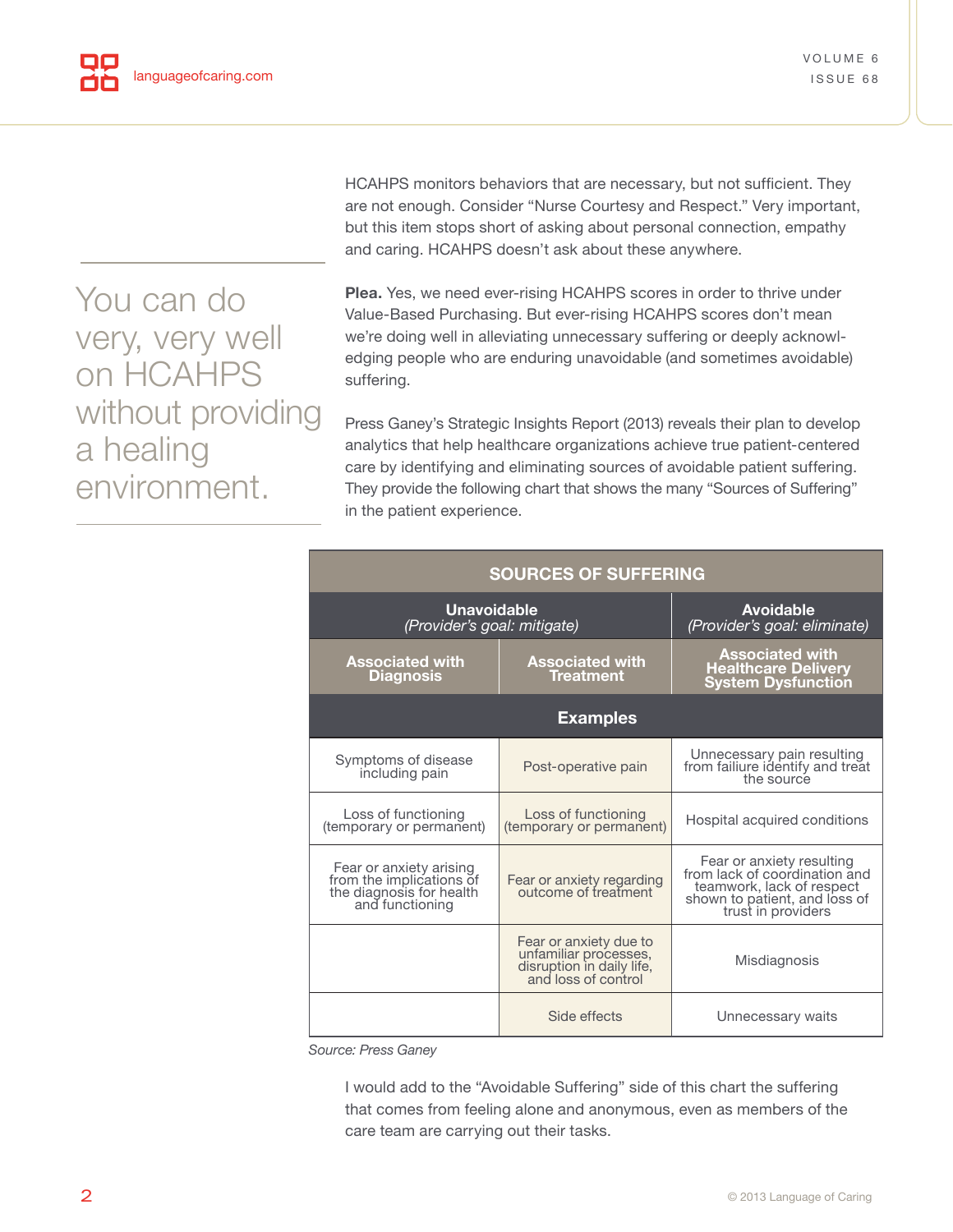HCAHPS monitors behaviors that are necessary, but not sufficient. They are not enough. Consider "Nurse Courtesy and Respect." Very important, but this item stops short of asking about personal connection, empathy and caring. HCAHPS doesn't ask about these anywhere.

> You can do very, very well on HCAHPS without providing a healing environment.

**Plea.** Yes, we need ever-rising HCAHPS scores in order to thrive under Value-Based Purchasing. But ever-rising HCAHPS scores don't mean we're doing well in alleviating unnecessary suffering or deeply acknowledging people who are enduring unavoidable (and sometimes avoidable) suffering.

Press Ganey's Strategic Insights Report (2013) reveals their plan to develop analytics that help healthcare organizations achieve true patient-centered care by identifying and eliminating sources of avoidable patient suffering. They provide the following chart that shows the many "Sources of Suffering" in the patient experience.

| SOURCES OF SUFFERING | | |
|---|---|---|
| **Unavoidable** *(Provider's goal: mitigate)* | | **Avoidable** *(Provider's goal: eliminate)* |
| **Associated with Diagnosis** | **Associated with Treatment** | **Associated with Healthcare Delivery System Dysfunction** |
| **Examples** | | |
| Symptoms of disease including pain | Post-operative pain | Unnecessary pain resulting from failiure identify and treat the source |
| Loss of functioning (temporary or permanent) | Loss of functioning (temporary or permanent) | Hospital acquired conditions |
| Fear or anxiety arising from the implications of the diagnosis for health and functioning | Fear or anxiety regarding outcome of treatment | Fear or anxiety resulting from lack of coordination and teamwork, lack of respect shown to patient, and loss of trust in providers |
| | Fear or anxiety due to unfamiliar processes, disruption in daily life, and loss of control | Misdiagnosis |
| | Side effects | Unnecessary waits |

*Source: Press Ganey*

I would add to the "Avoidable Suffering" side of this chart the suffering that comes from feeling alone and anonymous, even as members of the care team are carrying out their tasks.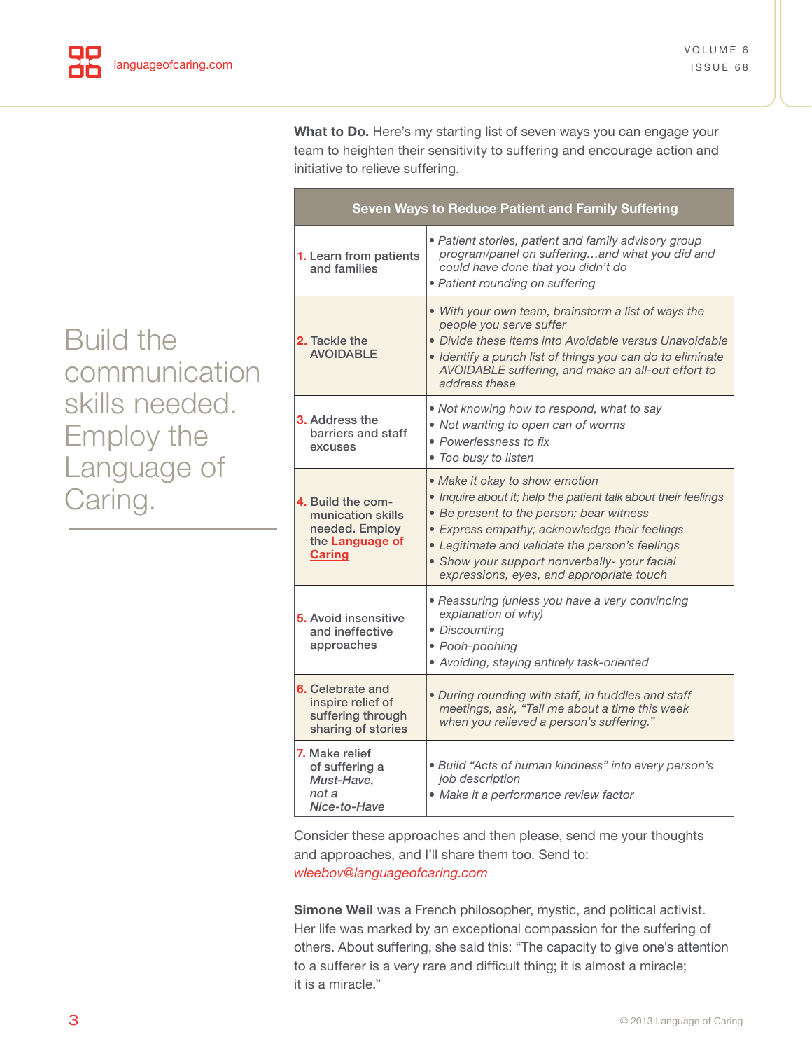**What to Do.** Here's my starting list of seven ways you can engage your team to heighten their sensitivity to suffering and encourage action and initiative to relieve suffering.

> Build the communication skills needed. Employ the Language of Caring.

| Seven Ways to Reduce Patient and Family Suffering | |
|---|---|
| **1. Learn from patients and families** | • *Patient stories, patient and family advisory group program/panel on suffering…and what you did and could have done that you didn't do*<br>• *Patient rounding on suffering* |
| **2. Tackle the AVOIDABLE** | • *With your own team, brainstorm a list of ways the people you serve suffer*<br>• *Divide these items into Avoidable versus Unavoidable*<br>• *Identify a punch list of things you can do to eliminate AVOIDABLE suffering, and make an all-out effort to address these* |
| **3. Address the barriers and staff excuses** | • *Not knowing how to respond, what to say*<br>• *Not wanting to open can of worms*<br>• *Powerlessness to fix*<br>• *Too busy to listen* |
| **4. Build the communication skills needed. Employ the Language of Caring** | • *Make it okay to show emotion*<br>• *Inquire about it; help the patient talk about their feelings*<br>• *Be present to the person; bear witness*<br>• *Express empathy; acknowledge their feelings*<br>• *Legitimate and validate the person's feelings*<br>• *Show your support nonverbally- your facial expressions, eyes, and appropriate touch* |
| **5. Avoid insensitive and ineffective approaches** | • *Reassuring (unless you have a very convincing explanation of why)*<br>• *Discounting*<br>• *Pooh-poohing*<br>• *Avoiding, staying entirely task-oriented* |
| **6. Celebrate and inspire relief of suffering through sharing of stories** | • *During rounding with staff, in huddles and staff meetings, ask, "Tell me about a time this week when you relieved a person's suffering."* |
| **7. Make relief of suffering a *Must-Have, not a Nice-to-Have*** | • *Build "Acts of human kindness" into every person's job description*<br>• *Make it a performance review factor* |

Consider these approaches and then please, send me your thoughts and approaches, and I'll share them too. Send to: *wleebov@languageofcaring.com*

**Simone Weil** was a French philosopher, mystic, and political activist. Her life was marked by an exceptional compassion for the suffering of others. About suffering, she said this: "The capacity to give one's attention to a sufferer is a very rare and difficult thing; it is almost a miracle; it is a miracle."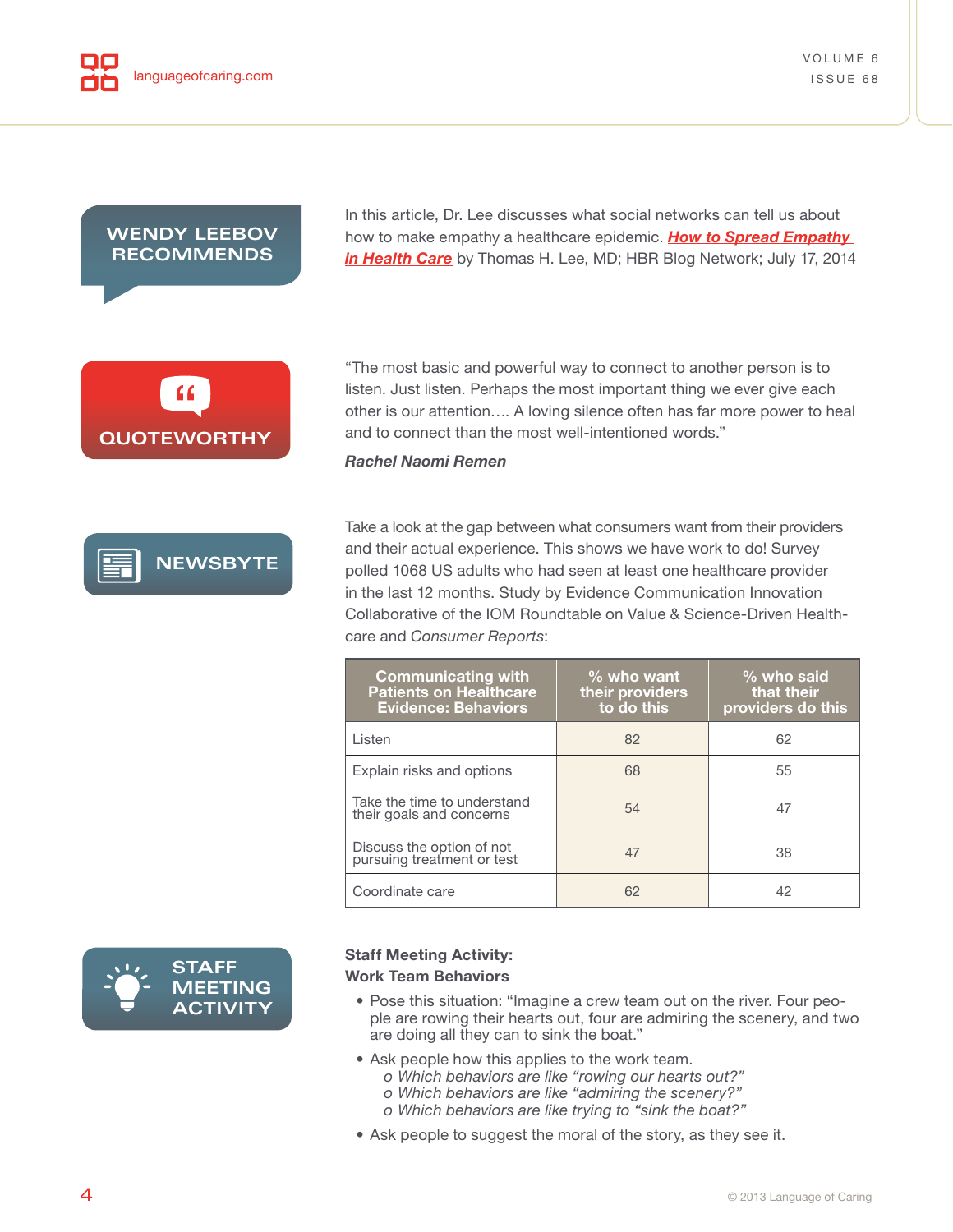## WENDY LEEBOV RECOMMENDS

In this article, Dr. Lee discusses what social networks can tell us about how to make empathy a healthcare epidemic. ***How to Spread Empathy in Health Care*** by Thomas H. Lee, MD; HBR Blog Network; July 17, 2014

## QUOTEWORTHY

"The most basic and powerful way to connect to another person is to listen. Just listen. Perhaps the most important thing we ever give each other is our attention.… A loving silence often has far more power to heal and to connect than the most well-intentioned words."

***Rachel Naomi Remen***

## NEWSBYTE

Take a look at the gap between what consumers want from their providers and their actual experience. This shows we have work to do! Survey polled 1068 US adults who had seen at least one healthcare provider in the last 12 months. Study by Evidence Communication Innovation Collaborative of the IOM Roundtable on Value & Science-Driven Health-care and *Consumer Reports*:

| Communicating with Patients on Healthcare Evidence: Behaviors | % who want their providers to do this | % who said that their providers do this |
|---|---|---|
| Listen | 82 | 62 |
| Explain risks and options | 68 | 55 |
| Take the time to understand their goals and concerns | 54 | 47 |
| Discuss the option of not pursuing treatment or test | 47 | 38 |
| Coordinate care | 62 | 42 |

## STAFF MEETING ACTIVITY

**Staff Meeting Activity:**
**Work Team Behaviors**

- Pose this situation: "Imagine a crew team out on the river. Four people are rowing their hearts out, four are admiring the scenery, and two are doing all they can to sink the boat."
- Ask people how this applies to the work team.
  - *Which behaviors are like "rowing our hearts out?"*
  - *Which behaviors are like "admiring the scenery?"*
  - *Which behaviors are like trying to "sink the boat?"*
- Ask people to suggest the moral of the story, as they see it.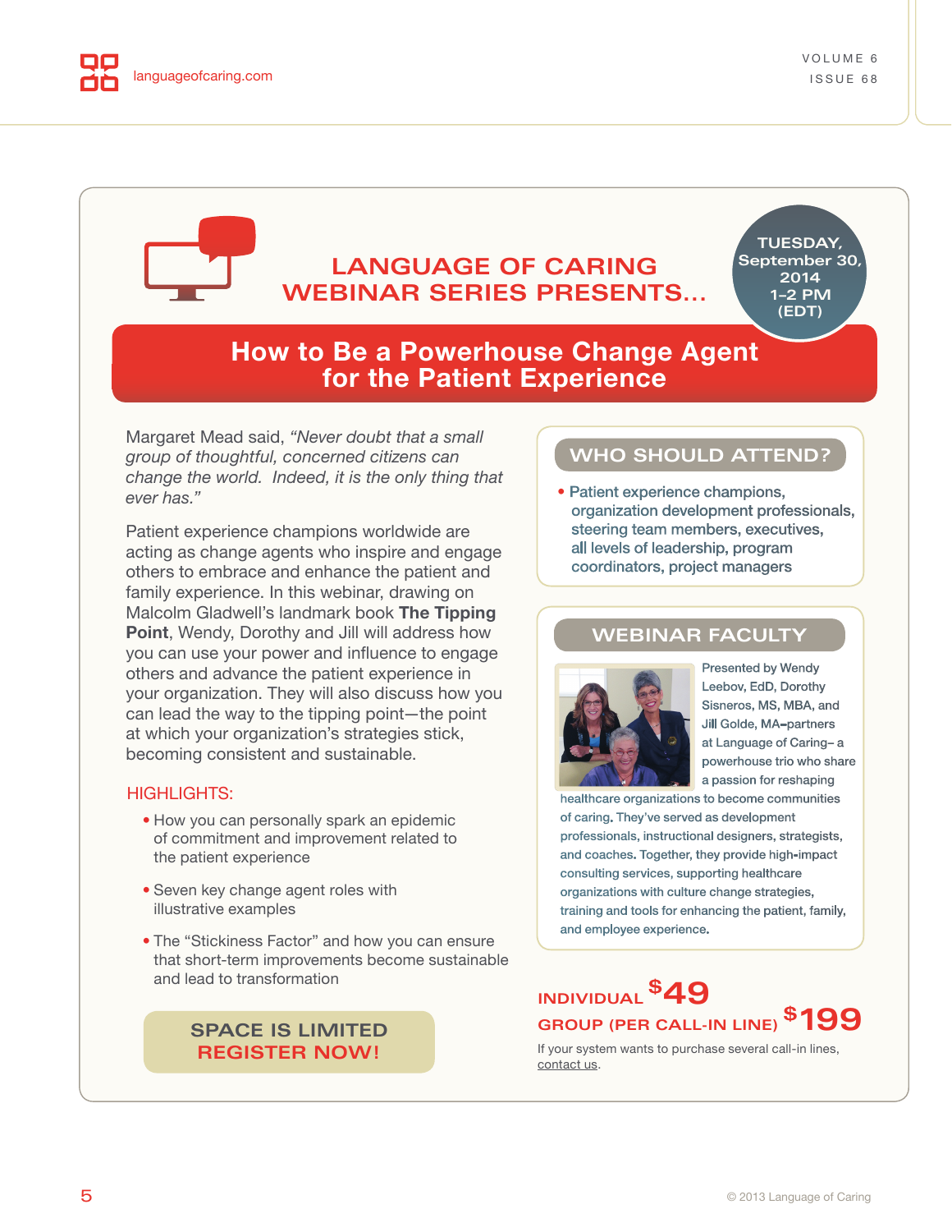## LANGUAGE OF CARING WEBINAR SERIES PRESENTS...

TUESDAY, September 30, 2014 1–2 PM (EDT)

# How to Be a Powerhouse Change Agent for the Patient Experience

Margaret Mead said, *"Never doubt that a small group of thoughtful, concerned citizens can change the world. Indeed, it is the only thing that ever has."*

Patient experience champions worldwide are acting as change agents who inspire and engage others to embrace and enhance the patient and family experience. In this webinar, drawing on Malcolm Gladwell's landmark book **The Tipping Point**, Wendy, Dorothy and Jill will address how you can use your power and influence to engage others and advance the patient experience in your organization. They will also discuss how you can lead the way to the tipping point—the point at which your organization's strategies stick, becoming consistent and sustainable.

### HIGHLIGHTS:

- How you can personally spark an epidemic of commitment and improvement related to the patient experience
- Seven key change agent roles with illustrative examples
- The "Stickiness Factor" and how you can ensure that short-term improvements become sustainable and lead to transformation

**SPACE IS LIMITED**
**REGISTER NOW!**

### WHO SHOULD ATTEND?

- Patient experience champions, organization development professionals, steering team members, executives, all levels of leadership, program coordinators, project managers

### WEBINAR FACULTY

Presented by Wendy Leebov, EdD, Dorothy Sisneros, MS, MBA, and Jill Golde, MA–partners at Language of Caring– a powerhouse trio who share a passion for reshaping healthcare organizations to become communities of caring. They've served as development professionals, instructional designers, strategists, and coaches. Together, they provide high-impact consulting services, supporting healthcare organizations with culture change strategies, training and tools for enhancing the patient, family, and employee experience.

INDIVIDUAL $49

GROUP (PER CALL-IN LINE) $199

If your system wants to purchase several call-in lines, contact us.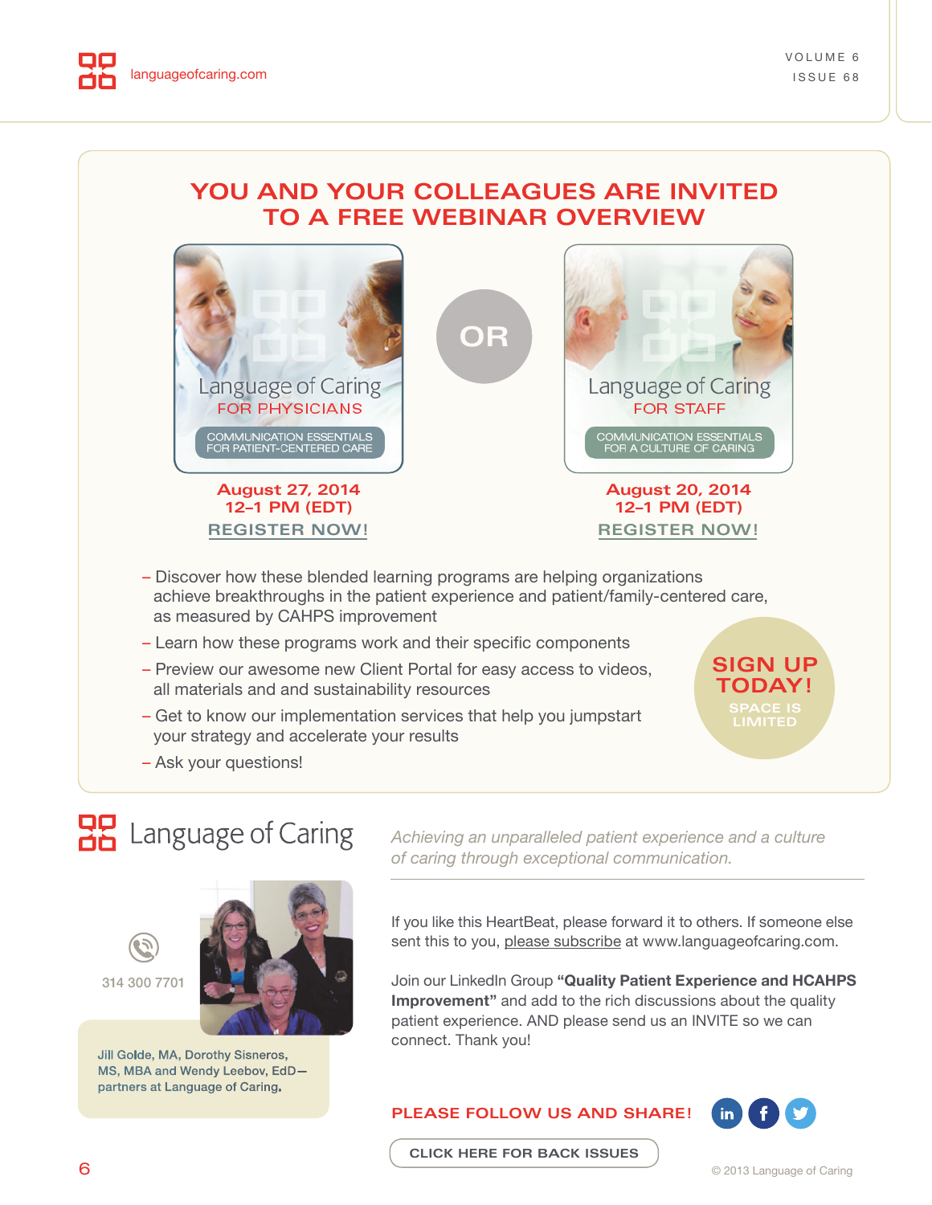# YOU AND YOUR COLLEAGUES ARE INVITED TO A FREE WEBINAR OVERVIEW

Language of Caring
FOR PHYSICIANS
COMMUNICATION ESSENTIALS FOR PATIENT-CENTERED CARE

**August 27, 2014**
**12–1 PM (EDT)**
REGISTER NOW!

OR

Language of Caring
FOR STAFF
COMMUNICATION ESSENTIALS FOR A CULTURE OF CARING

**August 20, 2014**
**12–1 PM (EDT)**
REGISTER NOW!

- Discover how these blended learning programs are helping organizations achieve breakthroughs in the patient experience and patient/family-centered care, as measured by CAHPS improvement
- Learn how these programs work and their specific components
- Preview our awesome new Client Portal for easy access to videos, all materials and and sustainability resources
- Get to know our implementation services that help you jumpstart your strategy and accelerate your results
- Ask your questions!

**SIGN UP TODAY!**
SPACE IS LIMITED

## Language of Caring

*Achieving an unparalleled patient experience and a culture of caring through exceptional communication.*

314 300 7701

Jill Golde, MA, Dorothy Sisneros, MS, MBA and Wendy Leebov, EdD—partners at Language of Caring.

If you like this HeartBeat, please forward it to others. If someone else sent this to you, please subscribe at www.languageofcaring.com.

Join our LinkedIn Group **"Quality Patient Experience and HCAHPS Improvement"** and add to the rich discussions about the quality patient experience. AND please send us an INVITE so we can connect. Thank you!

PLEASE FOLLOW US AND SHARE!

CLICK HERE FOR BACK ISSUES

© 2013 Language of Caring